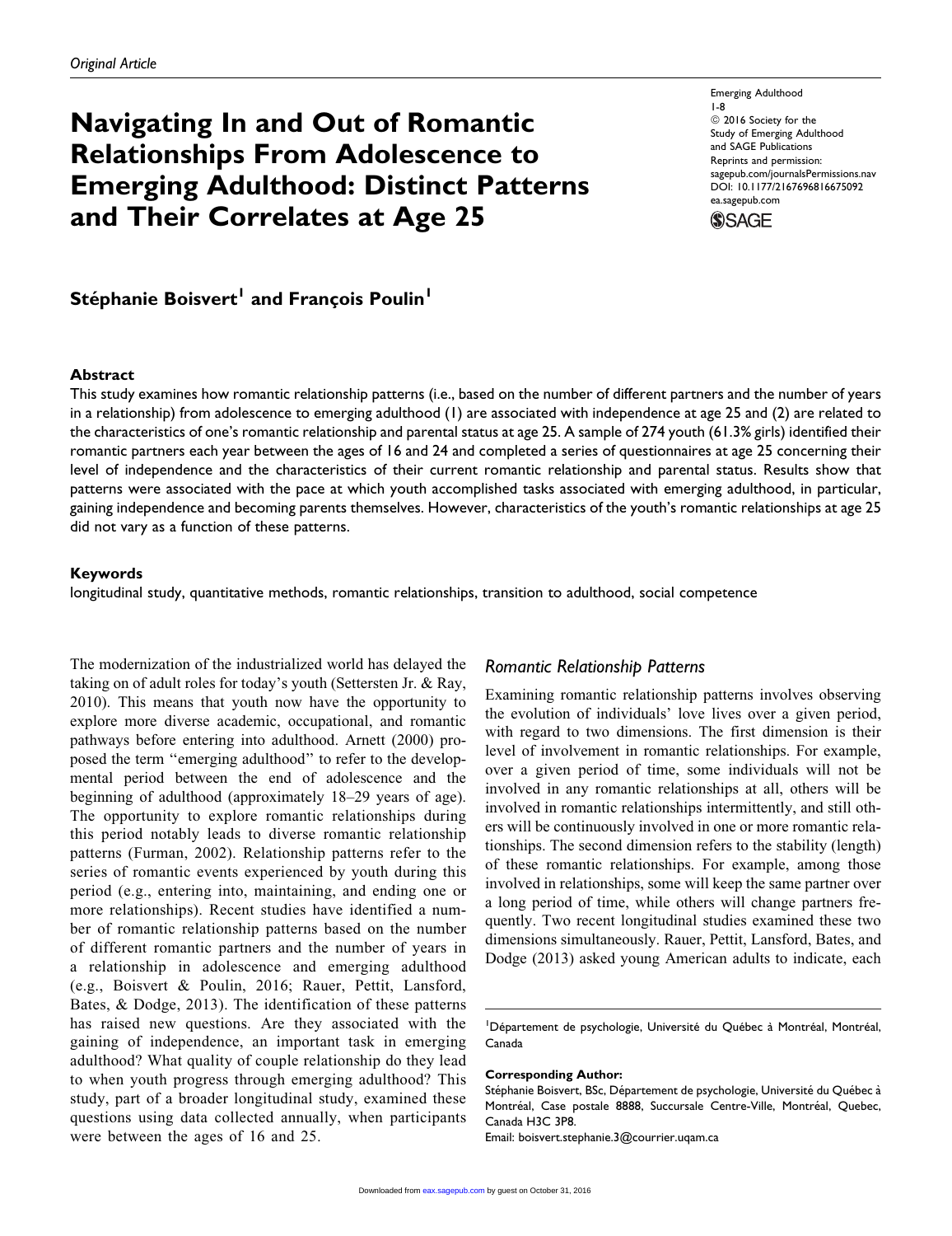*Original Article*

# Navigating In and Out of Romantic Relationships From Adolescence to Emerging Adulthood: Distinct Patterns and Their Correlates at Age 25

Emerging Adulthood
1-8
© 2016 Society for the Study of Emerging Adulthood and SAGE Publications
Reprints and permission: sagepub.com/journalsPermissions.nav
DOI: 10.1177/2167696816675092
ea.sagepub.com

**Stéphanie Boisvert[1] and François Poulin[1]**

### Abstract

This study examines how romantic relationship patterns (i.e., based on the number of different partners and the number of years in a relationship) from adolescence to emerging adulthood (1) are associated with independence at age 25 and (2) are related to the characteristics of one's romantic relationship and parental status at age 25. A sample of 274 youth (61.3% girls) identified their romantic partners each year between the ages of 16 and 24 and completed a series of questionnaires at age 25 concerning their level of independence and the characteristics of their current romantic relationship and parental status. Results show that patterns were associated with the pace at which youth accomplished tasks associated with emerging adulthood, in particular, gaining independence and becoming parents themselves. However, characteristics of the youth's romantic relationships at age 25 did not vary as a function of these patterns.

### Keywords

longitudinal study, quantitative methods, romantic relationships, transition to adulthood, social competence

The modernization of the industrialized world has delayed the taking on of adult roles for today's youth (Settersten Jr. & Ray, 2010). This means that youth now have the opportunity to explore more diverse academic, occupational, and romantic pathways before entering into adulthood. Arnett (2000) proposed the term "emerging adulthood" to refer to the developmental period between the end of adolescence and the beginning of adulthood (approximately 18–29 years of age). The opportunity to explore romantic relationships during this period notably leads to diverse romantic relationship patterns (Furman, 2002). Relationship patterns refer to the series of romantic events experienced by youth during this period (e.g., entering into, maintaining, and ending one or more relationships). Recent studies have identified a number of romantic relationship patterns based on the number of different romantic partners and the number of years in a relationship in adolescence and emerging adulthood (e.g., Boisvert & Poulin, 2016; Rauer, Pettit, Lansford, Bates, & Dodge, 2013). The identification of these patterns has raised new questions. Are they associated with the gaining of independence, an important task in emerging adulthood? What quality of couple relationship do they lead to when youth progress through emerging adulthood? This study, part of a broader longitudinal study, examined these questions using data collected annually, when participants were between the ages of 16 and 25.

## *Romantic Relationship Patterns*

Examining romantic relationship patterns involves observing the evolution of individuals' love lives over a given period, with regard to two dimensions. The first dimension is their level of involvement in romantic relationships. For example, over a given period of time, some individuals will not be involved in any romantic relationships at all, others will be involved in romantic relationships intermittently, and still others will be continuously involved in one or more romantic relationships. The second dimension refers to the stability (length) of these romantic relationships. For example, among those involved in relationships, some will keep the same partner over a long period of time, while others will change partners frequently. Two recent longitudinal studies examined these two dimensions simultaneously. Rauer, Pettit, Lansford, Bates, and Dodge (2013) asked young American adults to indicate, each

[1]Département de psychologie, Université du Québec à Montréal, Montréal, Canada

**Corresponding Author:**
Stéphanie Boisvert, BSc, Département de psychologie, Université du Québec à Montréal, Case postale 8888, Succursale Centre-Ville, Montréal, Quebec, Canada H3C 3P8.
Email: boisvert.stephanie.3@courrier.uqam.ca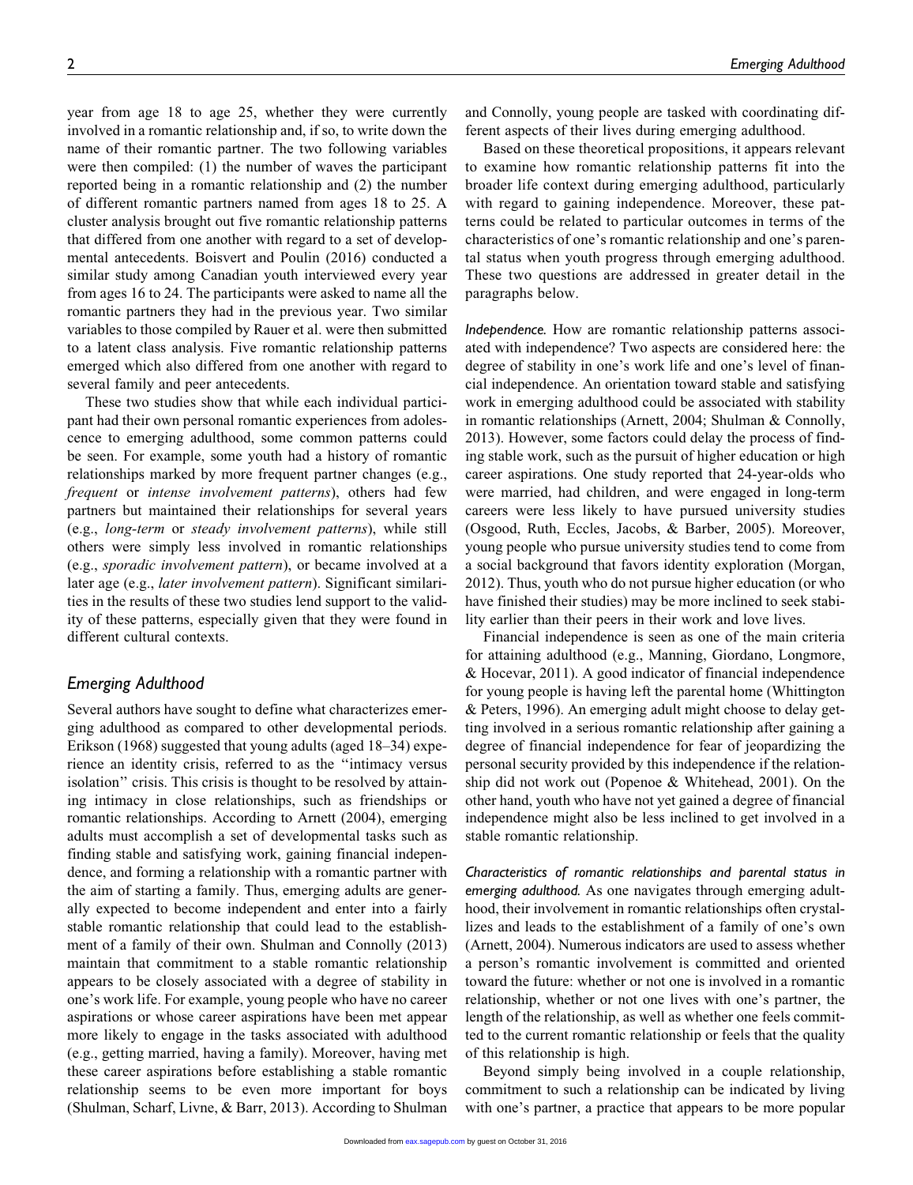year from age 18 to age 25, whether they were currently involved in a romantic relationship and, if so, to write down the name of their romantic partner. The two following variables were then compiled: (1) the number of waves the participant reported being in a romantic relationship and (2) the number of different romantic partners named from ages 18 to 25. A cluster analysis brought out five romantic relationship patterns that differed from one another with regard to a set of developmental antecedents. Boisvert and Poulin (2016) conducted a similar study among Canadian youth interviewed every year from ages 16 to 24. The participants were asked to name all the romantic partners they had in the previous year. Two similar variables to those compiled by Rauer et al. were then submitted to a latent class analysis. Five romantic relationship patterns emerged which also differed from one another with regard to several family and peer antecedents.

These two studies show that while each individual participant had their own personal romantic experiences from adolescence to emerging adulthood, some common patterns could be seen. For example, some youth had a history of romantic relationships marked by more frequent partner changes (e.g., *frequent* or *intense involvement patterns*), others had few partners but maintained their relationships for several years (e.g., *long-term* or *steady involvement patterns*), while still others were simply less involved in romantic relationships (e.g., *sporadic involvement pattern*), or became involved at a later age (e.g., *later involvement pattern*). Significant similarities in the results of these two studies lend support to the validity of these patterns, especially given that they were found in different cultural contexts.

## Emerging Adulthood

Several authors have sought to define what characterizes emerging adulthood as compared to other developmental periods. Erikson (1968) suggested that young adults (aged 18–34) experience an identity crisis, referred to as the ''intimacy versus isolation'' crisis. This crisis is thought to be resolved by attaining intimacy in close relationships, such as friendships or romantic relationships. According to Arnett (2004), emerging adults must accomplish a set of developmental tasks such as finding stable and satisfying work, gaining financial independence, and forming a relationship with a romantic partner with the aim of starting a family. Thus, emerging adults are generally expected to become independent and enter into a fairly stable romantic relationship that could lead to the establishment of a family of their own. Shulman and Connolly (2013) maintain that commitment to a stable romantic relationship appears to be closely associated with a degree of stability in one's work life. For example, young people who have no career aspirations or whose career aspirations have been met appear more likely to engage in the tasks associated with adulthood (e.g., getting married, having a family). Moreover, having met these career aspirations before establishing a stable romantic relationship seems to be even more important for boys (Shulman, Scharf, Livne, & Barr, 2013). According to Shulman and Connolly, young people are tasked with coordinating different aspects of their lives during emerging adulthood.

Based on these theoretical propositions, it appears relevant to examine how romantic relationship patterns fit into the broader life context during emerging adulthood, particularly with regard to gaining independence. Moreover, these patterns could be related to particular outcomes in terms of the characteristics of one's romantic relationship and one's parental status when youth progress through emerging adulthood. These two questions are addressed in greater detail in the paragraphs below.

*Independence.* How are romantic relationship patterns associated with independence? Two aspects are considered here: the degree of stability in one's work life and one's level of financial independence. An orientation toward stable and satisfying work in emerging adulthood could be associated with stability in romantic relationships (Arnett, 2004; Shulman & Connolly, 2013). However, some factors could delay the process of finding stable work, such as the pursuit of higher education or high career aspirations. One study reported that 24-year-olds who were married, had children, and were engaged in long-term careers were less likely to have pursued university studies (Osgood, Ruth, Eccles, Jacobs, & Barber, 2005). Moreover, young people who pursue university studies tend to come from a social background that favors identity exploration (Morgan, 2012). Thus, youth who do not pursue higher education (or who have finished their studies) may be more inclined to seek stability earlier than their peers in their work and love lives.

Financial independence is seen as one of the main criteria for attaining adulthood (e.g., Manning, Giordano, Longmore, & Hocevar, 2011). A good indicator of financial independence for young people is having left the parental home (Whittington & Peters, 1996). An emerging adult might choose to delay getting involved in a serious romantic relationship after gaining a degree of financial independence for fear of jeopardizing the personal security provided by this independence if the relationship did not work out (Popenoe & Whitehead, 2001). On the other hand, youth who have not yet gained a degree of financial independence might also be less inclined to get involved in a stable romantic relationship.

*Characteristics of romantic relationships and parental status in emerging adulthood.* As one navigates through emerging adulthood, their involvement in romantic relationships often crystallizes and leads to the establishment of a family of one's own (Arnett, 2004). Numerous indicators are used to assess whether a person's romantic involvement is committed and oriented toward the future: whether or not one is involved in a romantic relationship, whether or not one lives with one's partner, the length of the relationship, as well as whether one feels committed to the current romantic relationship or feels that the quality of this relationship is high.

Beyond simply being involved in a couple relationship, commitment to such a relationship can be indicated by living with one's partner, a practice that appears to be more popular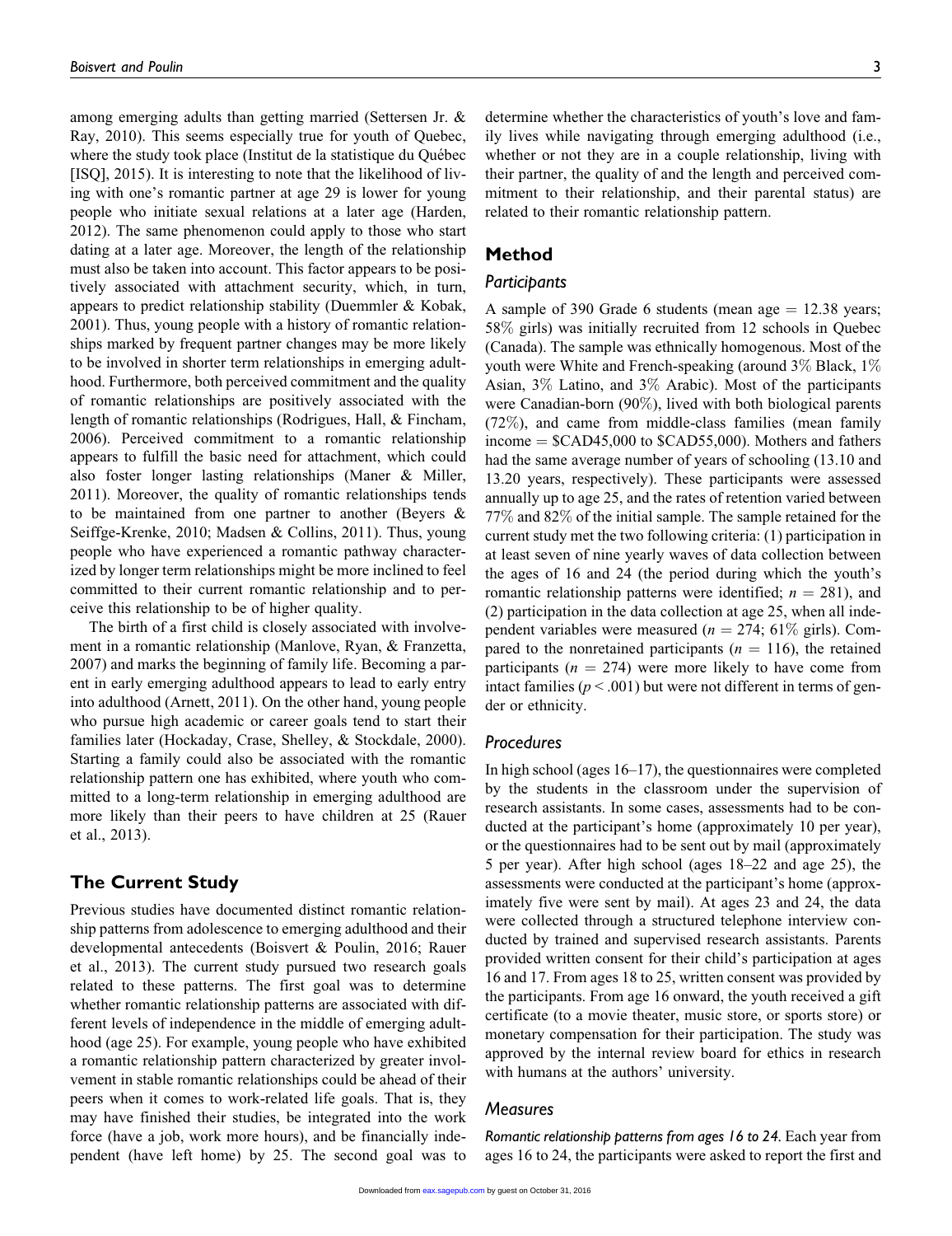among emerging adults than getting married (Settersen Jr. & Ray, 2010). This seems especially true for youth of Quebec, where the study took place (Institut de la statistique du Québec [ISQ], 2015). It is interesting to note that the likelihood of living with one's romantic partner at age 29 is lower for young people who initiate sexual relations at a later age (Harden, 2012). The same phenomenon could apply to those who start dating at a later age. Moreover, the length of the relationship must also be taken into account. This factor appears to be positively associated with attachment security, which, in turn, appears to predict relationship stability (Duemmler & Kobak, 2001). Thus, young people with a history of romantic relationships marked by frequent partner changes may be more likely to be involved in shorter term relationships in emerging adulthood. Furthermore, both perceived commitment and the quality of romantic relationships are positively associated with the length of romantic relationships (Rodrigues, Hall, & Fincham, 2006). Perceived commitment to a romantic relationship appears to fulfill the basic need for attachment, which could also foster longer lasting relationships (Maner & Miller, 2011). Moreover, the quality of romantic relationships tends to be maintained from one partner to another (Beyers & Seiffge-Krenke, 2010; Madsen & Collins, 2011). Thus, young people who have experienced a romantic pathway characterized by longer term relationships might be more inclined to feel committed to their current romantic relationship and to perceive this relationship to be of higher quality.

The birth of a first child is closely associated with involvement in a romantic relationship (Manlove, Ryan, & Franzetta, 2007) and marks the beginning of family life. Becoming a parent in early emerging adulthood appears to lead to early entry into adulthood (Arnett, 2011). On the other hand, young people who pursue high academic or career goals tend to start their families later (Hockaday, Crase, Shelley, & Stockdale, 2000). Starting a family could also be associated with the romantic relationship pattern one has exhibited, where youth who committed to a long-term relationship in emerging adulthood are more likely than their peers to have children at 25 (Rauer et al., 2013).

## The Current Study

Previous studies have documented distinct romantic relationship patterns from adolescence to emerging adulthood and their developmental antecedents (Boisvert & Poulin, 2016; Rauer et al., 2013). The current study pursued two research goals related to these patterns. The first goal was to determine whether romantic relationship patterns are associated with different levels of independence in the middle of emerging adulthood (age 25). For example, young people who have exhibited a romantic relationship pattern characterized by greater involvement in stable romantic relationships could be ahead of their peers when it comes to work-related life goals. That is, they may have finished their studies, be integrated into the work force (have a job, work more hours), and be financially independent (have left home) by 25. The second goal was to determine whether the characteristics of youth's love and family lives while navigating through emerging adulthood (i.e., whether or not they are in a couple relationship, living with their partner, the quality of and the length and perceived commitment to their relationship, and their parental status) are related to their romantic relationship pattern.

## Method

### Participants

A sample of 390 Grade 6 students (mean age = 12.38 years; 58% girls) was initially recruited from 12 schools in Quebec (Canada). The sample was ethnically homogenous. Most of the youth were White and French-speaking (around 3% Black, 1% Asian, 3% Latino, and 3% Arabic). Most of the participants were Canadian-born (90%), lived with both biological parents (72%), and came from middle-class families (mean family income = $CAD45,000 to $CAD55,000). Mothers and fathers had the same average number of years of schooling (13.10 and 13.20 years, respectively). These participants were assessed annually up to age 25, and the rates of retention varied between 77% and 82% of the initial sample. The sample retained for the current study met the two following criteria: (1) participation in at least seven of nine yearly waves of data collection between the ages of 16 and 24 (the period during which the youth's romantic relationship patterns were identified; $n = 281$), and (2) participation in the data collection at age 25, when all independent variables were measured ($n = 274$; 61% girls). Compared to the nonretained participants ($n = 116$), the retained participants ($n = 274$) were more likely to have come from intact families ($p < .001$) but were not different in terms of gender or ethnicity.

### Procedures

In high school (ages 16–17), the questionnaires were completed by the students in the classroom under the supervision of research assistants. In some cases, assessments had to be conducted at the participant's home (approximately 10 per year), or the questionnaires had to be sent out by mail (approximately 5 per year). After high school (ages 18–22 and age 25), the assessments were conducted at the participant's home (approximately five were sent by mail). At ages 23 and 24, the data were collected through a structured telephone interview conducted by trained and supervised research assistants. Parents provided written consent for their child's participation at ages 16 and 17. From ages 18 to 25, written consent was provided by the participants. From age 16 onward, the youth received a gift certificate (to a movie theater, music store, or sports store) or monetary compensation for their participation. The study was approved by the internal review board for ethics in research with humans at the authors' university.

### Measures

*Romantic relationship patterns from ages 16 to 24.* Each year from ages 16 to 24, the participants were asked to report the first and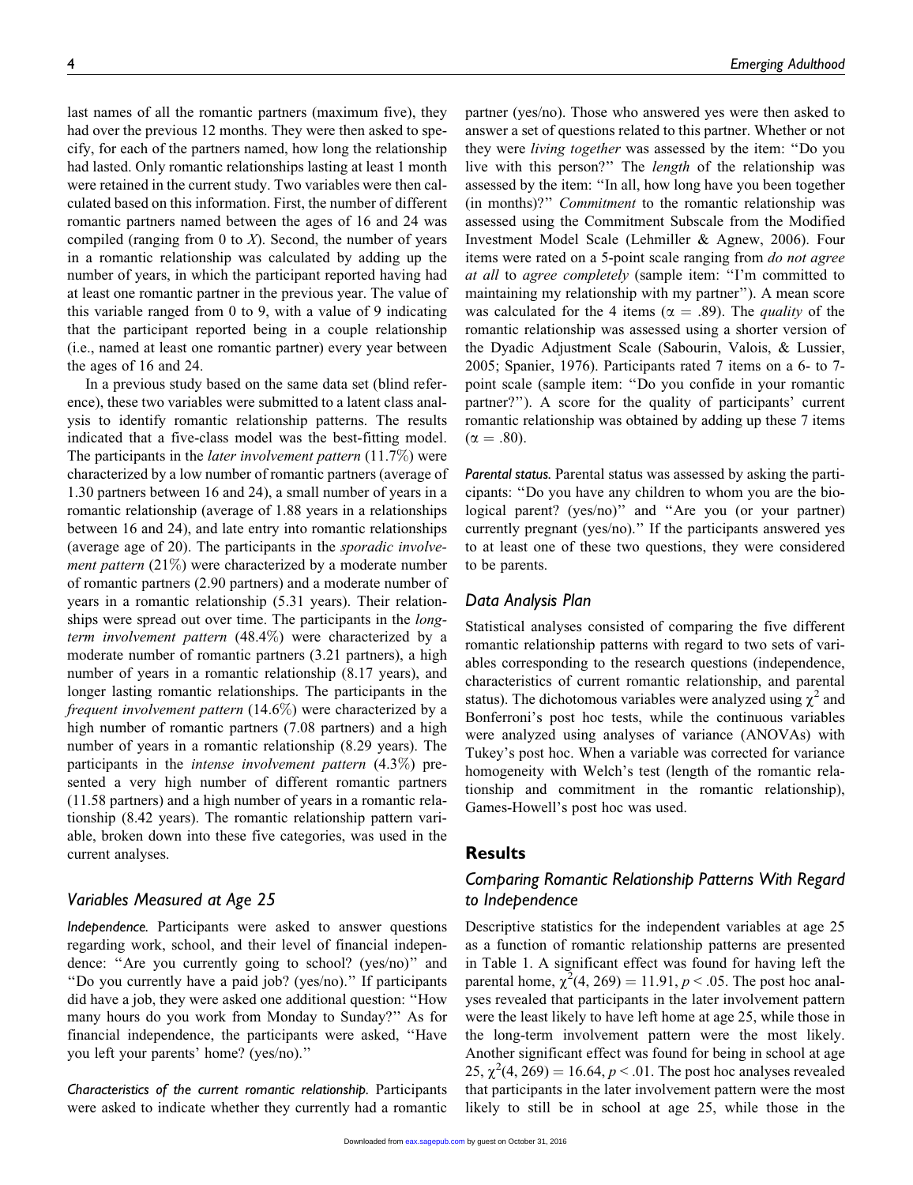last names of all the romantic partners (maximum five), they had over the previous 12 months. They were then asked to specify, for each of the partners named, how long the relationship had lasted. Only romantic relationships lasting at least 1 month were retained in the current study. Two variables were then calculated based on this information. First, the number of different romantic partners named between the ages of 16 and 24 was compiled (ranging from 0 to *X*). Second, the number of years in a romantic relationship was calculated by adding up the number of years, in which the participant reported having had at least one romantic partner in the previous year. The value of this variable ranged from 0 to 9, with a value of 9 indicating that the participant reported being in a couple relationship (i.e., named at least one romantic partner) every year between the ages of 16 and 24.

In a previous study based on the same data set (blind reference), these two variables were submitted to a latent class analysis to identify romantic relationship patterns. The results indicated that a five-class model was the best-fitting model. The participants in the *later involvement pattern* (11.7%) were characterized by a low number of romantic partners (average of 1.30 partners between 16 and 24), a small number of years in a romantic relationship (average of 1.88 years in a relationships between 16 and 24), and late entry into romantic relationships (average age of 20). The participants in the *sporadic involvement pattern* (21%) were characterized by a moderate number of romantic partners (2.90 partners) and a moderate number of years in a romantic relationship (5.31 years). Their relationships were spread out over time. The participants in the *long-term involvement pattern* (48.4%) were characterized by a moderate number of romantic partners (3.21 partners), a high number of years in a romantic relationship (8.17 years), and longer lasting romantic relationships. The participants in the *frequent involvement pattern* (14.6%) were characterized by a high number of romantic partners (7.08 partners) and a high number of years in a romantic relationship (8.29 years). The participants in the *intense involvement pattern* (4.3%) presented a very high number of different romantic partners (11.58 partners) and a high number of years in a romantic relationship (8.42 years). The romantic relationship pattern variable, broken down into these five categories, was used in the current analyses.

### Variables Measured at Age 25

*Independence.* Participants were asked to answer questions regarding work, school, and their level of financial independence: "Are you currently going to school? (yes/no)" and "Do you currently have a paid job? (yes/no)." If participants did have a job, they were asked one additional question: "How many hours do you work from Monday to Sunday?" As for financial independence, the participants were asked, "Have you left your parents' home? (yes/no)."

*Characteristics of the current romantic relationship.* Participants were asked to indicate whether they currently had a romantic partner (yes/no). Those who answered yes were then asked to answer a set of questions related to this partner. Whether or not they were *living together* was assessed by the item: "Do you live with this person?" The *length* of the relationship was assessed by the item: "In all, how long have you been together (in months)?" *Commitment* to the romantic relationship was assessed using the Commitment Subscale from the Modified Investment Model Scale (Lehmiller & Agnew, 2006). Four items were rated on a 5-point scale ranging from *do not agree at all* to *agree completely* (sample item: "I'm committed to maintaining my relationship with my partner"). A mean score was calculated for the 4 items ($\alpha = .89$). The *quality* of the romantic relationship was assessed using a shorter version of the Dyadic Adjustment Scale (Sabourin, Valois, & Lussier, 2005; Spanier, 1976). Participants rated 7 items on a 6- to 7-point scale (sample item: "Do you confide in your romantic partner?"). A score for the quality of participants' current romantic relationship was obtained by adding up these 7 items ($\alpha = .80$).

*Parental status.* Parental status was assessed by asking the participants: "Do you have any children to whom you are the biological parent? (yes/no)" and "Are you (or your partner) currently pregnant (yes/no)." If the participants answered yes to at least one of these two questions, they were considered to be parents.

### Data Analysis Plan

Statistical analyses consisted of comparing the five different romantic relationship patterns with regard to two sets of variables corresponding to the research questions (independence, characteristics of current romantic relationship, and parental status). The dichotomous variables were analyzed using $\chi^2$ and Bonferroni's post hoc tests, while the continuous variables were analyzed using analyses of variance (ANOVAs) with Tukey's post hoc. When a variable was corrected for variance homogeneity with Welch's test (length of the romantic relationship and commitment in the romantic relationship), Games-Howell's post hoc was used.

## Results

### Comparing Romantic Relationship Patterns With Regard to Independence

Descriptive statistics for the independent variables at age 25 as a function of romantic relationship patterns are presented in Table 1. A significant effect was found for having left the parental home, $\chi^2(4, 269) = 11.91$, $p < .05$. The post hoc analyses revealed that participants in the later involvement pattern were the least likely to have left home at age 25, while those in the long-term involvement pattern were the most likely. Another significant effect was found for being in school at age 25, $\chi^2(4, 269) = 16.64$, $p < .01$. The post hoc analyses revealed that participants in the later involvement pattern were the most likely to still be in school at age 25, while those in the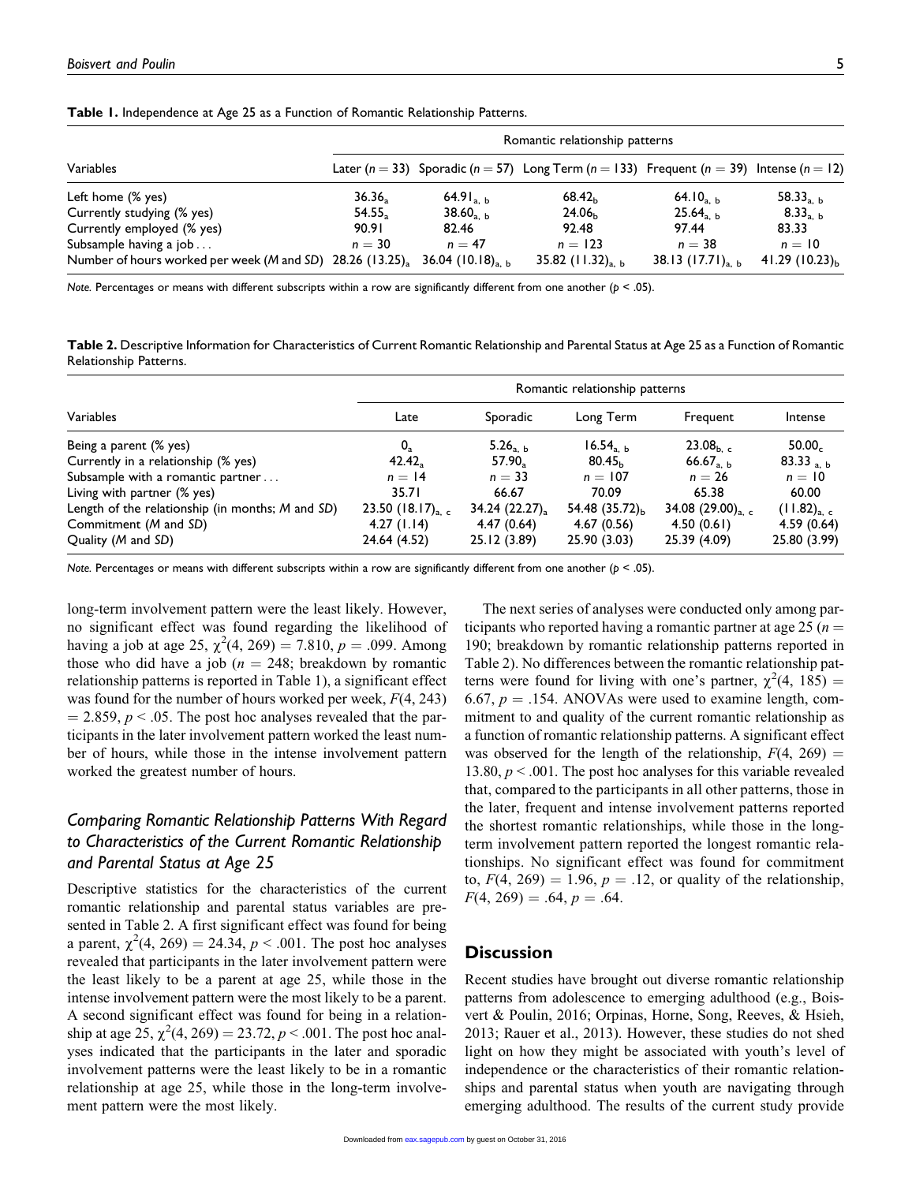**Table 1.** Independence at Age 25 as a Function of Romantic Relationship Patterns.

| Variables | Romantic relationship patterns | | | | |
|---|---|---|---|---|---|
| | Later ($n = 33$) | Sporadic ($n = 57$) | Long Term ($n = 133$) | Frequent ($n = 39$) | Intense ($n = 12$) |
| Left home (% yes) | $36.36_{a}$ | $64.91_{a,\ b}$ | $68.42_{b}$ | $64.10_{a,\ b}$ | $58.33_{a,\ b}$ |
| Currently studying (% yes) | $54.55_{a}$ | $38.60_{a,\ b}$ | $24.06_{b}$ | $25.64_{a,\ b}$ | $8.33_{a,\ b}$ |
| Currently employed (% yes) | 90.91 | 82.46 | 92.48 | 97.44 | 83.33 |
| Subsample having a job . . . | $n = 30$ | $n = 47$ | $n = 123$ | $n = 38$ | $n = 10$ |
| Number of hours worked per week (*M* and *SD*) | $28.26\ (13.25)_{a}$ | $36.04\ (10.18)_{a,\ b}$ | $35.82\ (11.32)_{a,\ b}$ | $38.13\ (17.71)_{a,\ b}$ | $41.29\ (10.23)_{b}$ |

*Note.* Percentages or means with different subscripts within a row are significantly different from one another ($p < .05$).

**Table 2.** Descriptive Information for Characteristics of Current Romantic Relationship and Parental Status at Age 25 as a Function of Romantic Relationship Patterns.

| Variables | Romantic relationship patterns | | | | |
|---|---|---|---|---|---|
| | Late | Sporadic | Long Term | Frequent | Intense |
| Being a parent (% yes) | $0_{a}$ | $5.26_{a,\ b}$ | $16.54_{a,\ b}$ | $23.08_{b,\ c}$ | $50.00_{c}$ |
| Currently in a relationship (% yes) | $42.42_{a}$ | $57.90_{a}$ | $80.45_{b}$ | $66.67_{a,\ b}$ | $83.33_{a,\ b}$ |
| Subsample with a romantic partner . . . | $n = 14$ | $n = 33$ | $n = 107$ | $n = 26$ | $n = 10$ |
| Living with partner (% yes) | 35.71 | 66.67 | 70.09 | 65.38 | 60.00 |
| Length of the relationship (in months; *M* and *SD*) | $23.50\ (18.17)_{a,\ c}$ | $34.24\ (22.27)_{a}$ | $54.48\ (35.72)_{b}$ | $34.08\ (29.00)_{a,\ c}$ | $(11.82)_{a,\ c}$ |
| Commitment (*M* and *SD*) | 4.27 (1.14) | 4.47 (0.64) | 4.67 (0.56) | 4.50 (0.61) | 4.59 (0.64) |
| Quality (*M* and *SD*) | 24.64 (4.52) | 25.12 (3.89) | 25.90 (3.03) | 25.39 (4.09) | 25.80 (3.99) |

*Note.* Percentages or means with different subscripts within a row are significantly different from one another ($p < .05$).

long-term involvement pattern were the least likely. However, no significant effect was found regarding the likelihood of having a job at age 25, $\chi^2(4, 269) = 7.810$, $p = .099$. Among those who did have a job ($n = 248$; breakdown by romantic relationship patterns is reported in Table 1), a significant effect was found for the number of hours worked per week, $F(4, 243) = 2.859$, $p < .05$. The post hoc analyses revealed that the participants in the later involvement pattern worked the least number of hours, while those in the intense involvement pattern worked the greatest number of hours.

### *Comparing Romantic Relationship Patterns With Regard to Characteristics of the Current Romantic Relationship and Parental Status at Age 25*

Descriptive statistics for the characteristics of the current romantic relationship and parental status variables are presented in Table 2. A first significant effect was found for being a parent, $\chi^2(4, 269) = 24.34$, $p < .001$. The post hoc analyses revealed that participants in the later involvement pattern were the least likely to be a parent at age 25, while those in the intense involvement pattern were the most likely to be a parent. A second significant effect was found for being in a relationship at age 25, $\chi^2(4, 269) = 23.72$, $p < .001$. The post hoc analyses indicated that the participants in the later and sporadic involvement patterns were the least likely to be in a romantic relationship at age 25, while those in the long-term involvement pattern were the most likely.

The next series of analyses were conducted only among participants who reported having a romantic partner at age 25 ($n = 190$; breakdown by romantic relationship patterns reported in Table 2). No differences between the romantic relationship patterns were found for living with one's partner, $\chi^2(4, 185) = 6.67$, $p = .154$. ANOVAs were used to examine length, commitment to and quality of the current romantic relationship as a function of romantic relationship patterns. A significant effect was observed for the length of the relationship, $F(4, 269) = 13.80$, $p < .001$. The post hoc analyses for this variable revealed that, compared to the participants in all other patterns, those in the later, frequent and intense involvement patterns reported the shortest romantic relationships, while those in the long-term involvement pattern reported the longest romantic relationships. No significant effect was found for commitment to, $F(4, 269) = 1.96$, $p = .12$, or quality of the relationship, $F(4, 269) = .64$, $p = .64$.

## Discussion

Recent studies have brought out diverse romantic relationship patterns from adolescence to emerging adulthood (e.g., Boisvert & Poulin, 2016; Orpinas, Horne, Song, Reeves, & Hsieh, 2013; Rauer et al., 2013). However, these studies do not shed light on how they might be associated with youth's level of independence or the characteristics of their romantic relationships and parental status when youth are navigating through emerging adulthood. The results of the current study provide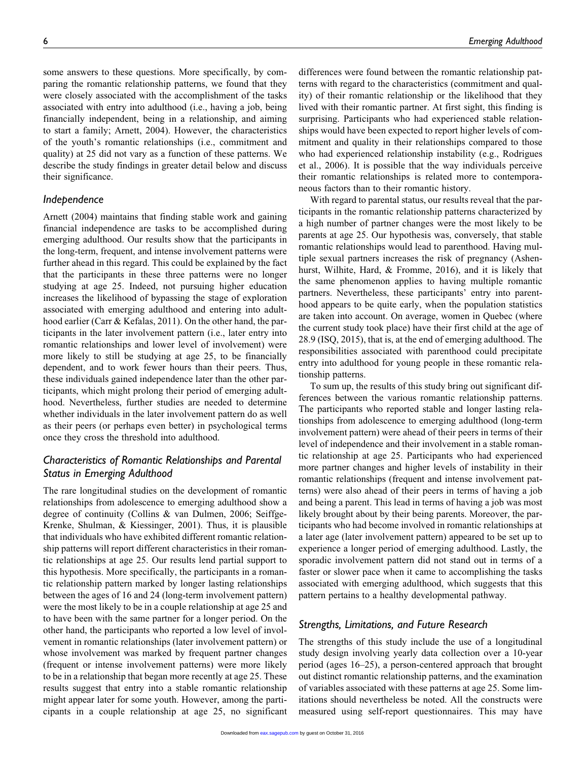some answers to these questions. More specifically, by comparing the romantic relationship patterns, we found that they were closely associated with the accomplishment of the tasks associated with entry into adulthood (i.e., having a job, being financially independent, being in a relationship, and aiming to start a family; Arnett, 2004). However, the characteristics of the youth's romantic relationships (i.e., commitment and quality) at 25 did not vary as a function of these patterns. We describe the study findings in greater detail below and discuss their significance.

## Independence

Arnett (2004) maintains that finding stable work and gaining financial independence are tasks to be accomplished during emerging adulthood. Our results show that the participants in the long-term, frequent, and intense involvement patterns were further ahead in this regard. This could be explained by the fact that the participants in these three patterns were no longer studying at age 25. Indeed, not pursuing higher education increases the likelihood of bypassing the stage of exploration associated with emerging adulthood and entering into adulthood earlier (Carr & Kefalas, 2011). On the other hand, the participants in the later involvement pattern (i.e., later entry into romantic relationships and lower level of involvement) were more likely to still be studying at age 25, to be financially dependent, and to work fewer hours than their peers. Thus, these individuals gained independence later than the other participants, which might prolong their period of emerging adulthood. Nevertheless, further studies are needed to determine whether individuals in the later involvement pattern do as well as their peers (or perhaps even better) in psychological terms once they cross the threshold into adulthood.

## Characteristics of Romantic Relationships and Parental Status in Emerging Adulthood

The rare longitudinal studies on the development of romantic relationships from adolescence to emerging adulthood show a degree of continuity (Collins & van Dulmen, 2006; Seiffge-Krenke, Shulman, & Kiessinger, 2001). Thus, it is plausible that individuals who have exhibited different romantic relationship patterns will report different characteristics in their romantic relationships at age 25. Our results lend partial support to this hypothesis. More specifically, the participants in a romantic relationship pattern marked by longer lasting relationships between the ages of 16 and 24 (long-term involvement pattern) were the most likely to be in a couple relationship at age 25 and to have been with the same partner for a longer period. On the other hand, the participants who reported a low level of involvement in romantic relationships (later involvement pattern) or whose involvement was marked by frequent partner changes (frequent or intense involvement patterns) were more likely to be in a relationship that began more recently at age 25. These results suggest that entry into a stable romantic relationship might appear later for some youth. However, among the participants in a couple relationship at age 25, no significant differences were found between the romantic relationship patterns with regard to the characteristics (commitment and quality) of their romantic relationship or the likelihood that they lived with their romantic partner. At first sight, this finding is surprising. Participants who had experienced stable relationships would have been expected to report higher levels of commitment and quality in their relationships compared to those who had experienced relationship instability (e.g., Rodrigues et al., 2006). It is possible that the way individuals perceive their romantic relationships is related more to contemporaneous factors than to their romantic history.

With regard to parental status, our results reveal that the participants in the romantic relationship patterns characterized by a high number of partner changes were the most likely to be parents at age 25. Our hypothesis was, conversely, that stable romantic relationships would lead to parenthood. Having multiple sexual partners increases the risk of pregnancy (Ashenhurst, Wilhite, Hard, & Fromme, 2016), and it is likely that the same phenomenon applies to having multiple romantic partners. Nevertheless, these participants' entry into parenthood appears to be quite early, when the population statistics are taken into account. On average, women in Quebec (where the current study took place) have their first child at the age of 28.9 (ISQ, 2015), that is, at the end of emerging adulthood. The responsibilities associated with parenthood could precipitate entry into adulthood for young people in these romantic relationship patterns.

To sum up, the results of this study bring out significant differences between the various romantic relationship patterns. The participants who reported stable and longer lasting relationships from adolescence to emerging adulthood (long-term involvement pattern) were ahead of their peers in terms of their level of independence and their involvement in a stable romantic relationship at age 25. Participants who had experienced more partner changes and higher levels of instability in their romantic relationships (frequent and intense involvement patterns) were also ahead of their peers in terms of having a job and being a parent. This lead in terms of having a job was most likely brought about by their being parents. Moreover, the participants who had become involved in romantic relationships at a later age (later involvement pattern) appeared to be set up to experience a longer period of emerging adulthood. Lastly, the sporadic involvement pattern did not stand out in terms of a faster or slower pace when it came to accomplishing the tasks associated with emerging adulthood, which suggests that this pattern pertains to a healthy developmental pathway.

## Strengths, Limitations, and Future Research

The strengths of this study include the use of a longitudinal study design involving yearly data collection over a 10-year period (ages 16–25), a person-centered approach that brought out distinct romantic relationship patterns, and the examination of variables associated with these patterns at age 25. Some limitations should nevertheless be noted. All the constructs were measured using self-report questionnaires. This may have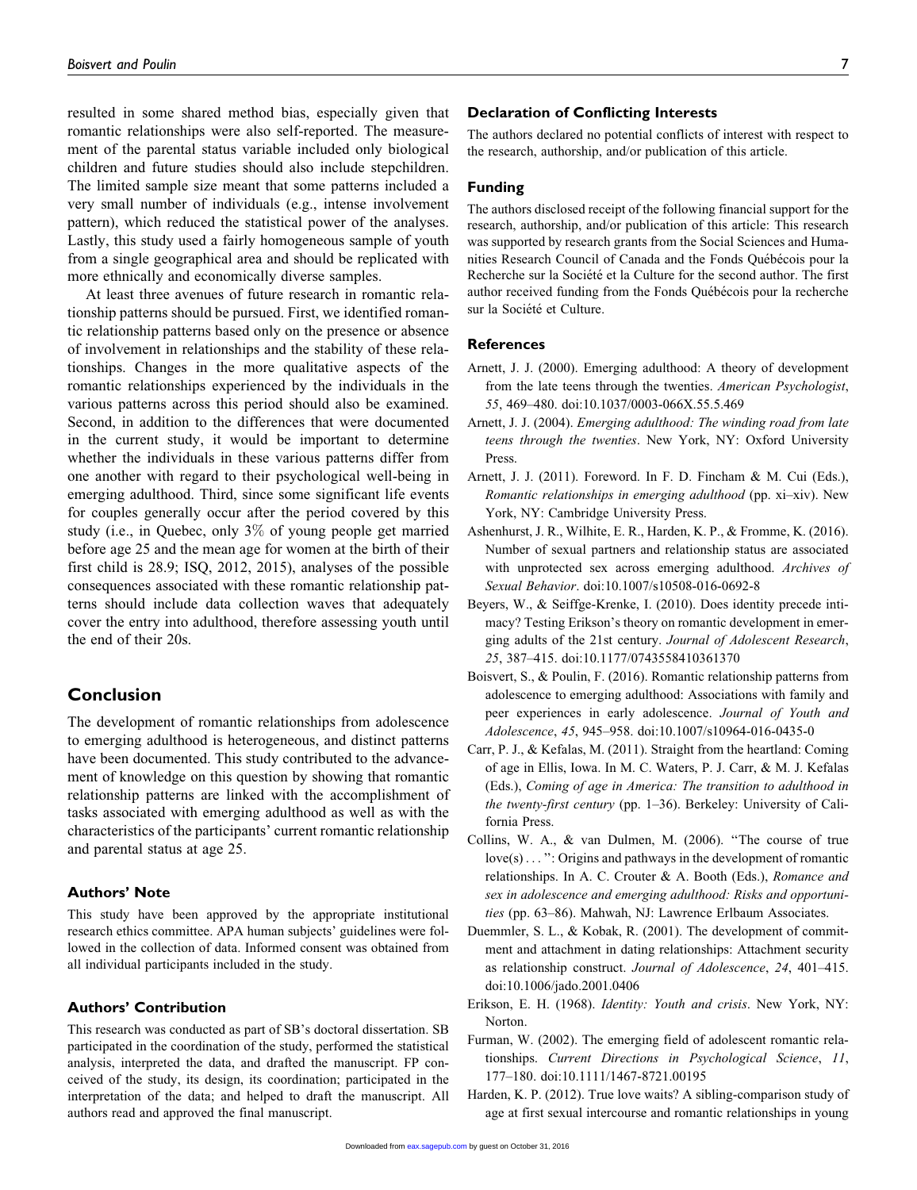resulted in some shared method bias, especially given that romantic relationships were also self-reported. The measurement of the parental status variable included only biological children and future studies should also include stepchildren. The limited sample size meant that some patterns included a very small number of individuals (e.g., intense involvement pattern), which reduced the statistical power of the analyses. Lastly, this study used a fairly homogeneous sample of youth from a single geographical area and should be replicated with more ethnically and economically diverse samples.

At least three avenues of future research in romantic relationship patterns should be pursued. First, we identified romantic relationship patterns based only on the presence or absence of involvement in relationships and the stability of these relationships. Changes in the more qualitative aspects of the romantic relationships experienced by the individuals in the various patterns across this period should also be examined. Second, in addition to the differences that were documented in the current study, it would be important to determine whether the individuals in these various patterns differ from one another with regard to their psychological well-being in emerging adulthood. Third, since some significant life events for couples generally occur after the period covered by this study (i.e., in Quebec, only 3% of young people get married before age 25 and the mean age for women at the birth of their first child is 28.9; ISQ, 2012, 2015), analyses of the possible consequences associated with these romantic relationship patterns should include data collection waves that adequately cover the entry into adulthood, therefore assessing youth until the end of their 20s.

## Conclusion

The development of romantic relationships from adolescence to emerging adulthood is heterogeneous, and distinct patterns have been documented. This study contributed to the advancement of knowledge on this question by showing that romantic relationship patterns are linked with the accomplishment of tasks associated with emerging adulthood as well as with the characteristics of the participants' current romantic relationship and parental status at age 25.

### Authors' Note

This study have been approved by the appropriate institutional research ethics committee. APA human subjects' guidelines were followed in the collection of data. Informed consent was obtained from all individual participants included in the study.

### Authors' Contribution

This research was conducted as part of SB's doctoral dissertation. SB participated in the coordination of the study, performed the statistical analysis, interpreted the data, and drafted the manuscript. FP conceived of the study, its design, its coordination; participated in the interpretation of the data; and helped to draft the manuscript. All authors read and approved the final manuscript.

### Declaration of Conflicting Interests

The authors declared no potential conflicts of interest with respect to the research, authorship, and/or publication of this article.

### Funding

The authors disclosed receipt of the following financial support for the research, authorship, and/or publication of this article: This research was supported by research grants from the Social Sciences and Humanities Research Council of Canada and the Fonds Québécois pour la Recherche sur la Société et la Culture for the second author. The first author received funding from the Fonds Québécois pour la recherche sur la Société et Culture.

### References

Arnett, J. J. (2000). Emerging adulthood: A theory of development from the late teens through the twenties. *American Psychologist*, *55*, 469–480. doi:10.1037/0003-066X.55.5.469

Arnett, J. J. (2004). *Emerging adulthood: The winding road from late teens through the twenties*. New York, NY: Oxford University Press.

Arnett, J. J. (2011). Foreword. In F. D. Fincham & M. Cui (Eds.), *Romantic relationships in emerging adulthood* (pp. xi–xiv). New York, NY: Cambridge University Press.

Ashenhurst, J. R., Wilhite, E. R., Harden, K. P., & Fromme, K. (2016). Number of sexual partners and relationship status are associated with unprotected sex across emerging adulthood. *Archives of Sexual Behavior*. doi:10.1007/s10508-016-0692-8

Beyers, W., & Seiffge-Krenke, I. (2010). Does identity precede intimacy? Testing Erikson's theory on romantic development in emerging adults of the 21st century. *Journal of Adolescent Research*, *25*, 387–415. doi:10.1177/0743558410361370

Boisvert, S., & Poulin, F. (2016). Romantic relationship patterns from adolescence to emerging adulthood: Associations with family and peer experiences in early adolescence. *Journal of Youth and Adolescence*, *45*, 945–958. doi:10.1007/s10964-016-0435-0

Carr, P. J., & Kefalas, M. (2011). Straight from the heartland: Coming of age in Ellis, Iowa. In M. C. Waters, P. J. Carr, & M. J. Kefalas (Eds.), *Coming of age in America: The transition to adulthood in the twenty-first century* (pp. 1–36). Berkeley: University of California Press.

Collins, W. A., & van Dulmen, M. (2006). "The course of true love(s) . . . ": Origins and pathways in the development of romantic relationships. In A. C. Crouter & A. Booth (Eds.), *Romance and sex in adolescence and emerging adulthood: Risks and opportunities* (pp. 63–86). Mahwah, NJ: Lawrence Erlbaum Associates.

Duemmler, S. L., & Kobak, R. (2001). The development of commitment and attachment in dating relationships: Attachment security as relationship construct. *Journal of Adolescence*, *24*, 401–415. doi:10.1006/jado.2001.0406

Erikson, E. H. (1968). *Identity: Youth and crisis*. New York, NY: Norton.

Furman, W. (2002). The emerging field of adolescent romantic relationships. *Current Directions in Psychological Science*, *11*, 177–180. doi:10.1111/1467-8721.00195

Harden, K. P. (2012). True love waits? A sibling-comparison study of age at first sexual intercourse and romantic relationships in young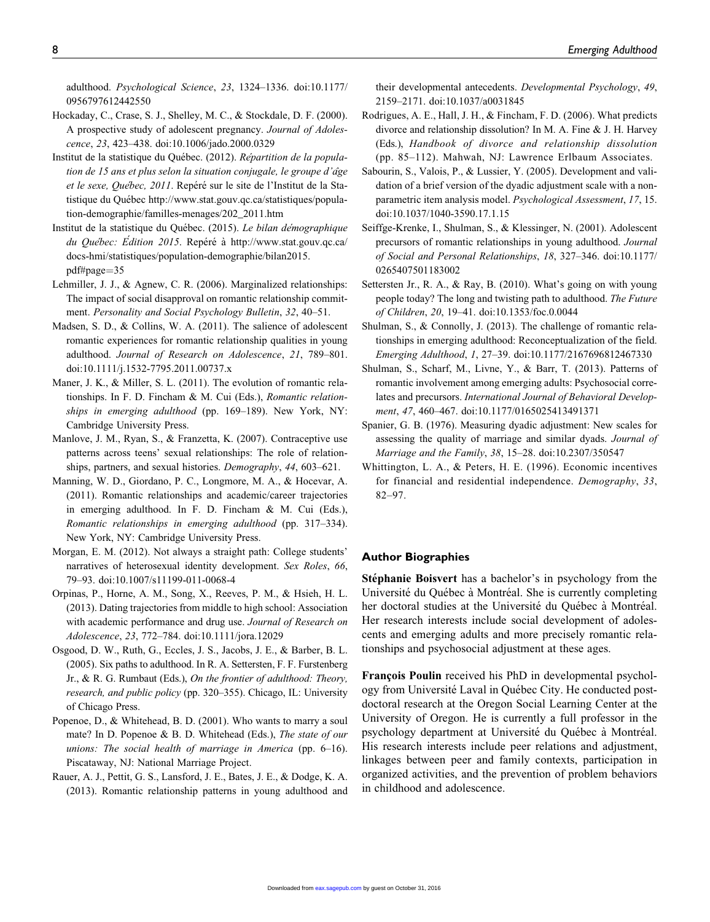adulthood. *Psychological Science*, *23*, 1324–1336. doi:10.1177/0956797612442550

Hockaday, C., Crase, S. J., Shelley, M. C., & Stockdale, D. F. (2000). A prospective study of adolescent pregnancy. *Journal of Adolescence*, *23*, 423–438. doi:10.1006/jado.2000.0329

Institut de la statistique du Québec. (2012). *Répartition de la population de 15 ans et plus selon la situation conjugale, le groupe d'âge et le sexe, Québec, 2011*. Repéré sur le site de l'Institut de la Statistique du Québec http://www.stat.gouv.qc.ca/statistiques/population-demographie/familles-menages/202_2011.htm

Institut de la statistique du Québec. (2015). *Le bilan démographique du Québec: Édition 2015*. Repéré à http://www.stat.gouv.qc.ca/docs-hmi/statistiques/population-demographie/bilan2015.pdf#page=35

Lehmiller, J. J., & Agnew, C. R. (2006). Marginalized relationships: The impact of social disapproval on romantic relationship commitment. *Personality and Social Psychology Bulletin*, *32*, 40–51.

Madsen, S. D., & Collins, W. A. (2011). The salience of adolescent romantic experiences for romantic relationship qualities in young adulthood. *Journal of Research on Adolescence*, *21*, 789–801. doi:10.1111/j.1532-7795.2011.00737.x

Maner, J. K., & Miller, S. L. (2011). The evolution of romantic relationships. In F. D. Fincham & M. Cui (Eds.), *Romantic relationships in emerging adulthood* (pp. 169–189). New York, NY: Cambridge University Press.

Manlove, J. M., Ryan, S., & Franzetta, K. (2007). Contraceptive use patterns across teens' sexual relationships: The role of relationships, partners, and sexual histories. *Demography*, *44*, 603–621.

Manning, W. D., Giordano, P. C., Longmore, M. A., & Hocevar, A. (2011). Romantic relationships and academic/career trajectories in emerging adulthood. In F. D. Fincham & M. Cui (Eds.), *Romantic relationships in emerging adulthood* (pp. 317–334). New York, NY: Cambridge University Press.

Morgan, E. M. (2012). Not always a straight path: College students' narratives of heterosexual identity development. *Sex Roles*, *66*, 79–93. doi:10.1007/s11199-011-0068-4

Orpinas, P., Horne, A. M., Song, X., Reeves, P. M., & Hsieh, H. L. (2013). Dating trajectories from middle to high school: Association with academic performance and drug use. *Journal of Research on Adolescence*, *23*, 772–784. doi:10.1111/jora.12029

Osgood, D. W., Ruth, G., Eccles, J. S., Jacobs, J. E., & Barber, B. L. (2005). Six paths to adulthood. In R. A. Settersten, F. F. Furstenberg Jr., & R. G. Rumbaut (Eds.), *On the frontier of adulthood: Theory, research, and public policy* (pp. 320–355). Chicago, IL: University of Chicago Press.

Popenoe, D., & Whitehead, B. D. (2001). Who wants to marry a soul mate? In D. Popenoe & B. D. Whitehead (Eds.), *The state of our unions: The social health of marriage in America* (pp. 6–16). Piscataway, NJ: National Marriage Project.

Rauer, A. J., Pettit, G. S., Lansford, J. E., Bates, J. E., & Dodge, K. A. (2013). Romantic relationship patterns in young adulthood and their developmental antecedents. *Developmental Psychology*, *49*, 2159–2171. doi:10.1037/a0031845

Rodrigues, A. E., Hall, J. H., & Fincham, F. D. (2006). What predicts divorce and relationship dissolution? In M. A. Fine & J. H. Harvey (Eds.), *Handbook of divorce and relationship dissolution* (pp. 85–112). Mahwah, NJ: Lawrence Erlbaum Associates.

Sabourin, S., Valois, P., & Lussier, Y. (2005). Development and validation of a brief version of the dyadic adjustment scale with a nonparametric item analysis model. *Psychological Assessment*, *17*, 15. doi:10.1037/1040-3590.17.1.15

Seiffge-Krenke, I., Shulman, S., & Klessinger, N. (2001). Adolescent precursors of romantic relationships in young adulthood. *Journal of Social and Personal Relationships*, *18*, 327–346. doi:10.1177/0265407501183002

Settersten Jr., R. A., & Ray, B. (2010). What's going on with young people today? The long and twisting path to adulthood. *The Future of Children*, *20*, 19–41. doi:10.1353/foc.0.0044

Shulman, S., & Connolly, J. (2013). The challenge of romantic relationships in emerging adulthood: Reconceptualization of the field. *Emerging Adulthood*, *1*, 27–39. doi:10.1177/2167696812467330

Shulman, S., Scharf, M., Livne, Y., & Barr, T. (2013). Patterns of romantic involvement among emerging adults: Psychosocial correlates and precursors. *International Journal of Behavioral Development*, *47*, 460–467. doi:10.1177/0165025413491371

Spanier, G. B. (1976). Measuring dyadic adjustment: New scales for assessing the quality of marriage and similar dyads. *Journal of Marriage and the Family*, *38*, 15–28. doi:10.2307/350547

Whittington, L. A., & Peters, H. E. (1996). Economic incentives for financial and residential independence. *Demography*, *33*, 82–97.

## Author Biographies

**Stéphanie Boisvert** has a bachelor's in psychology from the Université du Québec à Montréal. She is currently completing her doctoral studies at the Université du Québec à Montréal. Her research interests include social development of adolescents and emerging adults and more precisely romantic relationships and psychosocial adjustment at these ages.

**François Poulin** received his PhD in developmental psychology from Université Laval in Québec City. He conducted postdoctoral research at the Oregon Social Learning Center at the University of Oregon. He is currently a full professor in the psychology department at Université du Québec à Montréal. His research interests include peer relations and adjustment, linkages between peer and family contexts, participation in organized activities, and the prevention of problem behaviors in childhood and adolescence.